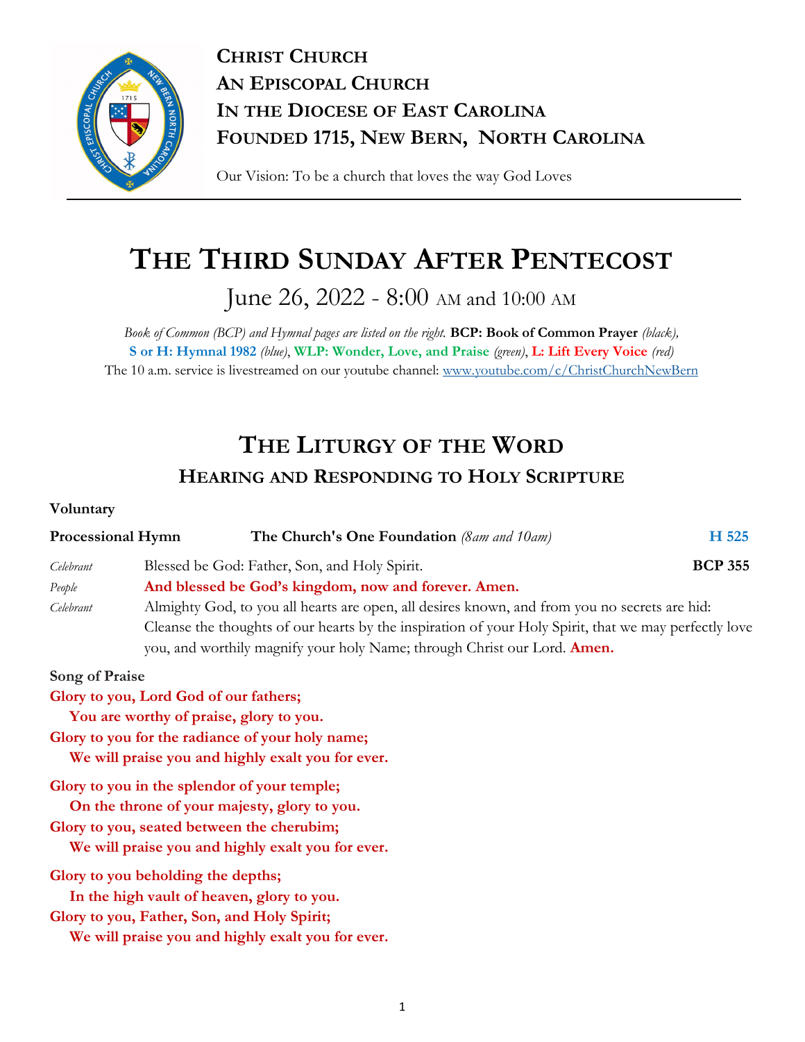**CHRIST CHURCH**
**AN EPISCOPAL CHURCH**
**IN THE DIOCESE OF EAST CAROLINA**
**FOUNDED 1715, NEW BERN, NORTH CAROLINA**

Our Vision: To be a church that loves the way God Loves

# THE THIRD SUNDAY AFTER PENTECOST

June 26, 2022 - 8:00 AM and 10:00 AM

*Book of Common (BCP) and Hymnal pages are listed on the right.* **BCP: Book of Common Prayer** *(black),* **S or H: Hymnal 1982** *(blue),* **WLP: Wonder, Love, and Praise** *(green),* **L: Lift Every Voice** *(red)*
The 10 a.m. service is livestreamed on our youtube channel: www.youtube.com/c/ChristChurchNewBern

# THE LITURGY OF THE WORD

## HEARING AND RESPONDING TO HOLY SCRIPTURE

**Voluntary**

**Processional Hymn** **The Church's One Foundation** *(8am and 10am)* **H 525**

*Celebrant* Blessed be God: Father, Son, and Holy Spirit. **BCP 355**
*People* **And blessed be God's kingdom, now and forever. Amen.**
*Celebrant* Almighty God, to you all hearts are open, all desires known, and from you no secrets are hid: Cleanse the thoughts of our hearts by the inspiration of your Holy Spirit, that we may perfectly love you, and worthily magnify your holy Name; through Christ our Lord. **Amen.**

**Song of Praise**
**Glory to you, Lord God of our fathers;**
**You are worthy of praise, glory to you.**
**Glory to you for the radiance of your holy name;**
**We will praise you and highly exalt you for ever.**

**Glory to you in the splendor of your temple;**
**On the throne of your majesty, glory to you.**
**Glory to you, seated between the cherubim;**
**We will praise you and highly exalt you for ever.**

**Glory to you beholding the depths;**
**In the high vault of heaven, glory to you.**
**Glory to you, Father, Son, and Holy Spirit;**
**We will praise you and highly exalt you for ever.**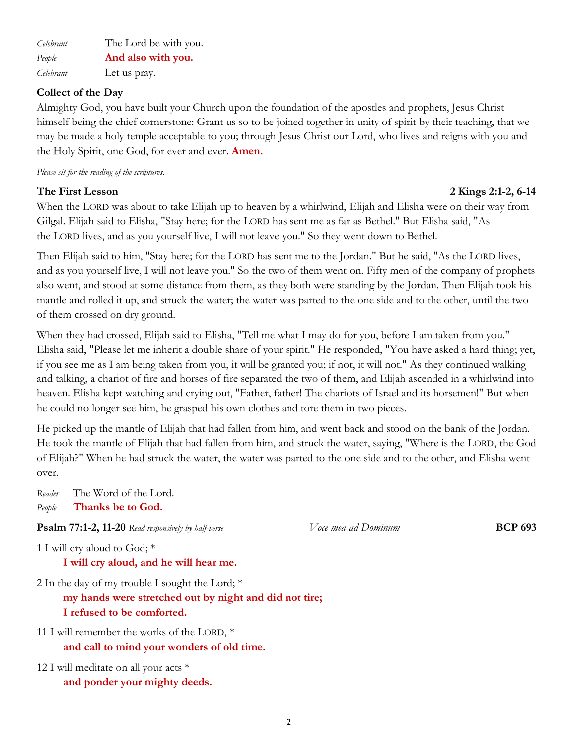*Celebrant* The Lord be with you.
*People* **And also with you.**
*Celebrant* Let us pray.

**Collect of the Day**

Almighty God, you have built your Church upon the foundation of the apostles and prophets, Jesus Christ himself being the chief cornerstone: Grant us so to be joined together in unity of spirit by their teaching, that we may be made a holy temple acceptable to you; through Jesus Christ our Lord, who lives and reigns with you and the Holy Spirit, one God, for ever and ever. **Amen.**

*Please sit for the reading of the scriptures.*

**The First Lesson** **2 Kings 2:1-2, 6-14**

When the LORD was about to take Elijah up to heaven by a whirlwind, Elijah and Elisha were on their way from Gilgal. Elijah said to Elisha, "Stay here; for the LORD has sent me as far as Bethel." But Elisha said, "As the LORD lives, and as you yourself live, I will not leave you." So they went down to Bethel.

Then Elijah said to him, "Stay here; for the LORD has sent me to the Jordan." But he said, "As the LORD lives, and as you yourself live, I will not leave you." So the two of them went on. Fifty men of the company of prophets also went, and stood at some distance from them, as they both were standing by the Jordan. Then Elijah took his mantle and rolled it up, and struck the water; the water was parted to the one side and to the other, until the two of them crossed on dry ground.

When they had crossed, Elijah said to Elisha, "Tell me what I may do for you, before I am taken from you." Elisha said, "Please let me inherit a double share of your spirit." He responded, "You have asked a hard thing; yet, if you see me as I am being taken from you, it will be granted you; if not, it will not." As they continued walking and talking, a chariot of fire and horses of fire separated the two of them, and Elijah ascended in a whirlwind into heaven. Elisha kept watching and crying out, "Father, father! The chariots of Israel and its horsemen!" But when he could no longer see him, he grasped his own clothes and tore them in two pieces.

He picked up the mantle of Elijah that had fallen from him, and went back and stood on the bank of the Jordan. He took the mantle of Elijah that had fallen from him, and struck the water, saying, "Where is the LORD, the God of Elijah?" When he had struck the water, the water was parted to the one side and to the other, and Elisha went over.

*Reader* The Word of the Lord.
*People* **Thanks be to God.**

**Psalm 77:1-2, 11-20** *Read responsively by half-verse* *Voce mea ad Dominum* **BCP 693**

1 I will cry aloud to God; *
**I will cry aloud, and he will hear me.**

2 In the day of my trouble I sought the Lord; *
**my hands were stretched out by night and did not tire;**
**I refused to be comforted.**

11 I will remember the works of the LORD, *
**and call to mind your wonders of old time.**

12 I will meditate on all your acts *
**and ponder your mighty deeds.**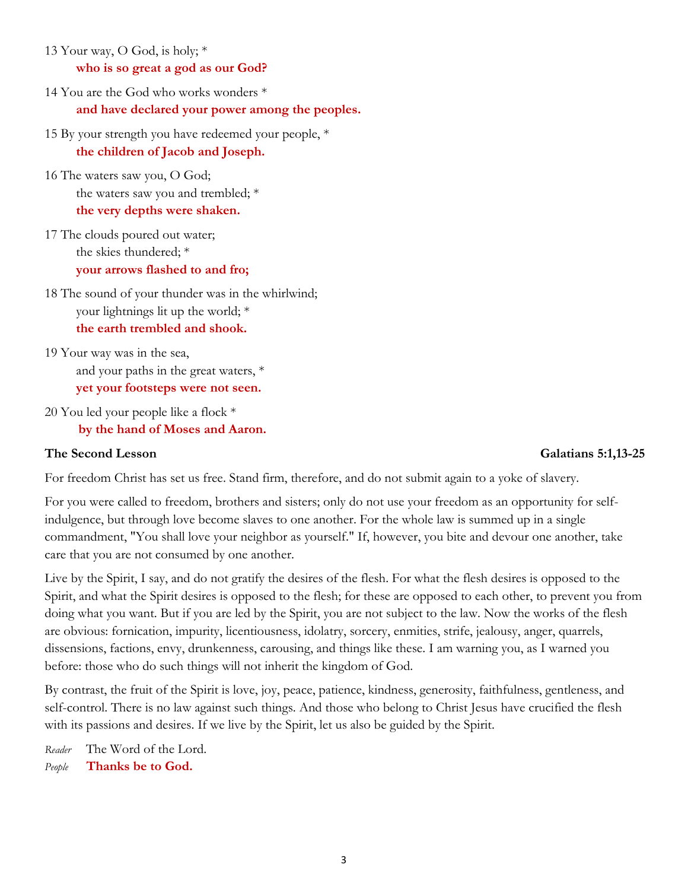13 Your way, O God, is holy; *
**who is so great a god as our God?**

14 You are the God who works wonders *
**and have declared your power among the peoples.**

15 By your strength you have redeemed your people, *
**the children of Jacob and Joseph.**

16 The waters saw you, O God;
the waters saw you and trembled; *
**the very depths were shaken.**

17 The clouds poured out water;
the skies thundered; *
**your arrows flashed to and fro;**

18 The sound of your thunder was in the whirlwind;
your lightnings lit up the world; *
**the earth trembled and shook.**

19 Your way was in the sea,
and your paths in the great waters, *
**yet your footsteps were not seen.**

20 You led your people like a flock *
**by the hand of Moses and Aaron.**

**The Second Lesson** **Galatians 5:1,13-25**

For freedom Christ has set us free. Stand firm, therefore, and do not submit again to a yoke of slavery.

For you were called to freedom, brothers and sisters; only do not use your freedom as an opportunity for self-indulgence, but through love become slaves to one another. For the whole law is summed up in a single commandment, "You shall love your neighbor as yourself." If, however, you bite and devour one another, take care that you are not consumed by one another.

Live by the Spirit, I say, and do not gratify the desires of the flesh. For what the flesh desires is opposed to the Spirit, and what the Spirit desires is opposed to the flesh; for these are opposed to each other, to prevent you from doing what you want. But if you are led by the Spirit, you are not subject to the law. Now the works of the flesh are obvious: fornication, impurity, licentiousness, idolatry, sorcery, enmities, strife, jealousy, anger, quarrels, dissensions, factions, envy, drunkenness, carousing, and things like these. I am warning you, as I warned you before: those who do such things will not inherit the kingdom of God.

By contrast, the fruit of the Spirit is love, joy, peace, patience, kindness, generosity, faithfulness, gentleness, and self-control. There is no law against such things. And those who belong to Christ Jesus have crucified the flesh with its passions and desires. If we live by the Spirit, let us also be guided by the Spirit.

*Reader* The Word of the Lord.
*People* **Thanks be to God.**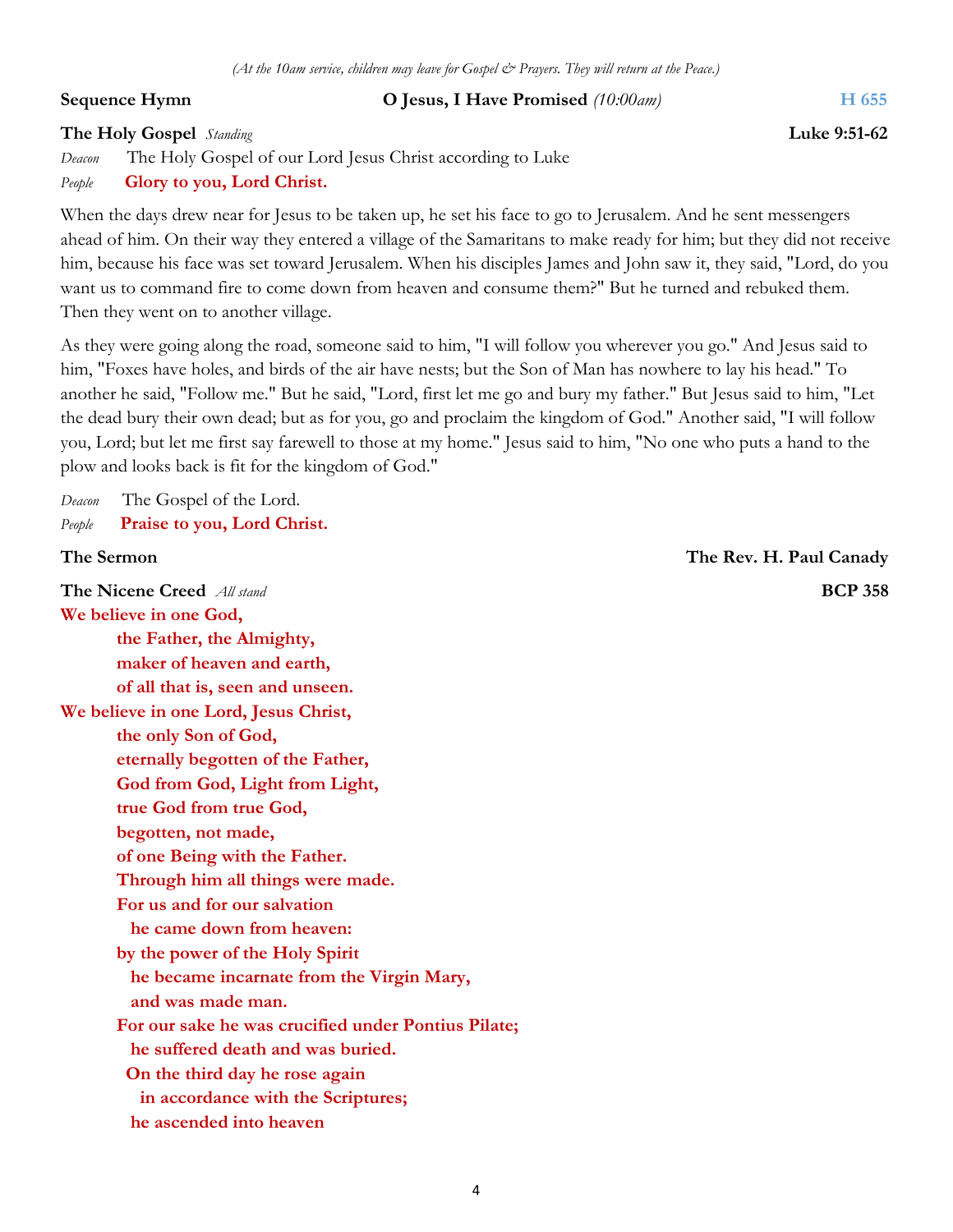*(At the 10am service, children may leave for Gospel & Prayers. They will return at the Peace.)*

**Sequence Hymn** **O Jesus, I Have Promised** *(10:00am)* H 655

**The Holy Gospel** *Standing* **Luke 9:51-62**

*Deacon* The Holy Gospel of our Lord Jesus Christ according to Luke

*People* **Glory to you, Lord Christ.**

When the days drew near for Jesus to be taken up, he set his face to go to Jerusalem. And he sent messengers ahead of him. On their way they entered a village of the Samaritans to make ready for him; but they did not receive him, because his face was set toward Jerusalem. When his disciples James and John saw it, they said, "Lord, do you want us to command fire to come down from heaven and consume them?" But he turned and rebuked them. Then they went on to another village.

As they were going along the road, someone said to him, "I will follow you wherever you go." And Jesus said to him, "Foxes have holes, and birds of the air have nests; but the Son of Man has nowhere to lay his head." To another he said, "Follow me." But he said, "Lord, first let me go and bury my father." But Jesus said to him, "Let the dead bury their own dead; but as for you, go and proclaim the kingdom of God." Another said, "I will follow you, Lord; but let me first say farewell to those at my home." Jesus said to him, "No one who puts a hand to the plow and looks back is fit for the kingdom of God."

*Deacon* The Gospel of the Lord.

*People* **Praise to you, Lord Christ.**

**The Sermon** **The Rev. H. Paul Canady**

**The Nicene Creed** *All stand* **BCP 358**

**We believe in one God,**
**the Father, the Almighty,**
**maker of heaven and earth,**
**of all that is, seen and unseen.**
**We believe in one Lord, Jesus Christ,**
**the only Son of God,**
**eternally begotten of the Father,**
**God from God, Light from Light,**
**true God from true God,**
**begotten, not made,**
**of one Being with the Father.**
**Through him all things were made.**
**For us and for our salvation**
**he came down from heaven:**
**by the power of the Holy Spirit**
**he became incarnate from the Virgin Mary,**
**and was made man.**
**For our sake he was crucified under Pontius Pilate;**
**he suffered death and was buried.**
**On the third day he rose again**
**in accordance with the Scriptures;**
**he ascended into heaven**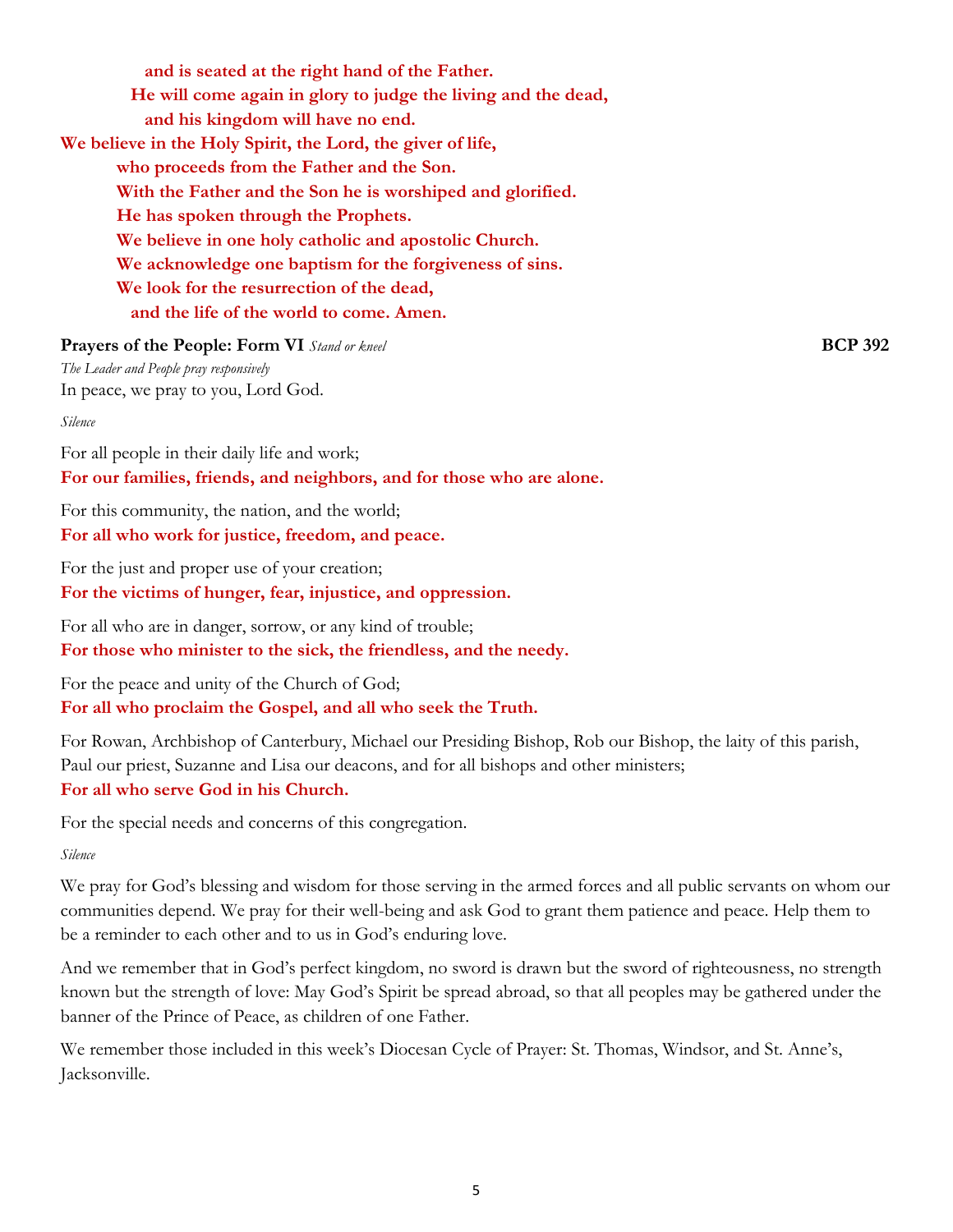**and is seated at the right hand of the Father.**
**He will come again in glory to judge the living and the dead,**
**and his kingdom will have no end.**
**We believe in the Holy Spirit, the Lord, the giver of life,**
**who proceeds from the Father and the Son.**
**With the Father and the Son he is worshiped and glorified.**
**He has spoken through the Prophets.**
**We believe in one holy catholic and apostolic Church.**
**We acknowledge one baptism for the forgiveness of sins.**
**We look for the resurrection of the dead,**
**and the life of the world to come. Amen.**

**Prayers of the People: Form VI** *Stand or kneel* **BCP 392**

*The Leader and People pray responsively*

In peace, we pray to you, Lord God.

*Silence*

For all people in their daily life and work;
**For our families, friends, and neighbors, and for those who are alone.**

For this community, the nation, and the world;
**For all who work for justice, freedom, and peace.**

For the just and proper use of your creation;
**For the victims of hunger, fear, injustice, and oppression.**

For all who are in danger, sorrow, or any kind of trouble;
**For those who minister to the sick, the friendless, and the needy.**

For the peace and unity of the Church of God;
**For all who proclaim the Gospel, and all who seek the Truth.**

For Rowan, Archbishop of Canterbury, Michael our Presiding Bishop, Rob our Bishop, the laity of this parish, Paul our priest, Suzanne and Lisa our deacons, and for all bishops and other ministers;
**For all who serve God in his Church.**

For the special needs and concerns of this congregation.

*Silence*

We pray for God's blessing and wisdom for those serving in the armed forces and all public servants on whom our communities depend. We pray for their well-being and ask God to grant them patience and peace. Help them to be a reminder to each other and to us in God's enduring love.

And we remember that in God's perfect kingdom, no sword is drawn but the sword of righteousness, no strength known but the strength of love: May God's Spirit be spread abroad, so that all peoples may be gathered under the banner of the Prince of Peace, as children of one Father.

We remember those included in this week's Diocesan Cycle of Prayer: St. Thomas, Windsor, and St. Anne's, Jacksonville.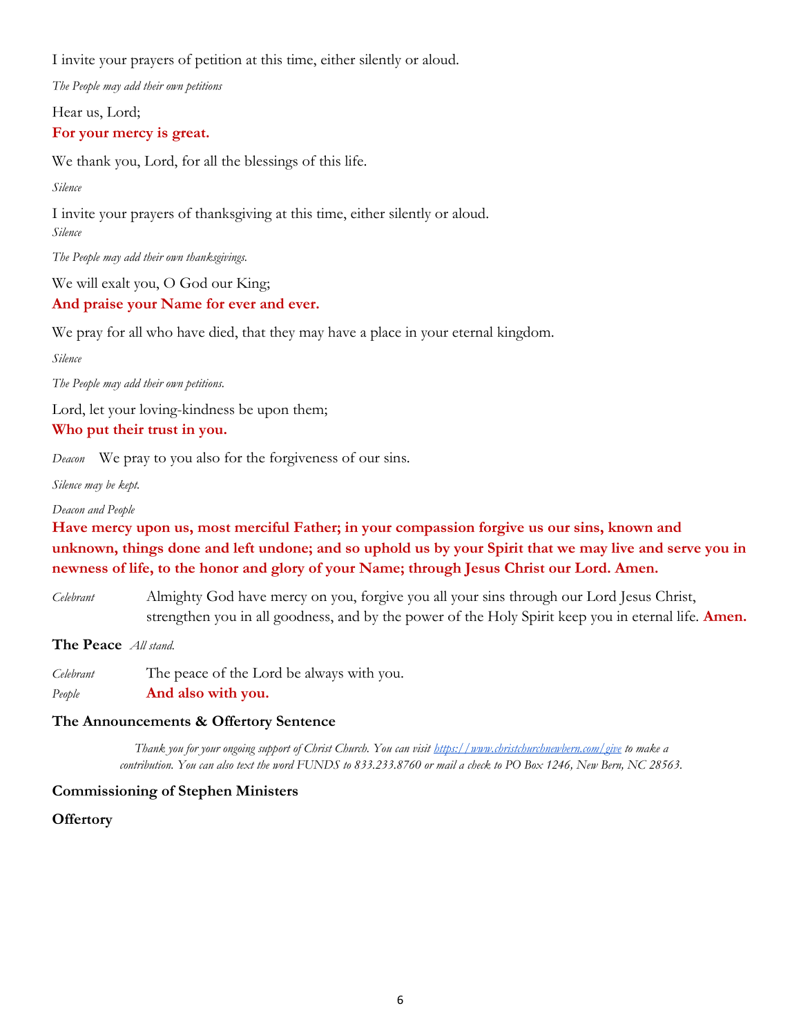I invite your prayers of petition at this time, either silently or aloud.

*The People may add their own petitions*

Hear us, Lord;
**For your mercy is great.**

We thank you, Lord, for all the blessings of this life.

*Silence*

I invite your prayers of thanksgiving at this time, either silently or aloud.
*Silence*

*The People may add their own thanksgivings.*

We will exalt you, O God our King;
**And praise your Name for ever and ever.**

We pray for all who have died, that they may have a place in your eternal kingdom.

*Silence*

*The People may add their own petitions.*

Lord, let your loving-kindness be upon them;
**Who put their trust in you.**

*Deacon* We pray to you also for the forgiveness of our sins.

*Silence may be kept.*

*Deacon and People*

**Have mercy upon us, most merciful Father; in your compassion forgive us our sins, known and unknown, things done and left undone; and so uphold us by your Spirit that we may live and serve you in newness of life, to the honor and glory of your Name; through Jesus Christ our Lord. Amen.**

*Celebrant* Almighty God have mercy on you, forgive you all your sins through our Lord Jesus Christ, strengthen you in all goodness, and by the power of the Holy Spirit keep you in eternal life. **Amen.**

**The Peace** *All stand.*

*Celebrant* The peace of the Lord be always with you.
*People* **And also with you.**

**The Announcements & Offertory Sentence**

*Thank you for your ongoing support of Christ Church. You can visit [https://www.christchurchnewbern.com/give](https://www.christchurchnewbern.com/give) to make a contribution. You can also text the word FUNDS to 833.233.8760 or mail a check to PO Box 1246, New Bern, NC 28563.*

**Commissioning of Stephen Ministers**

**Offertory**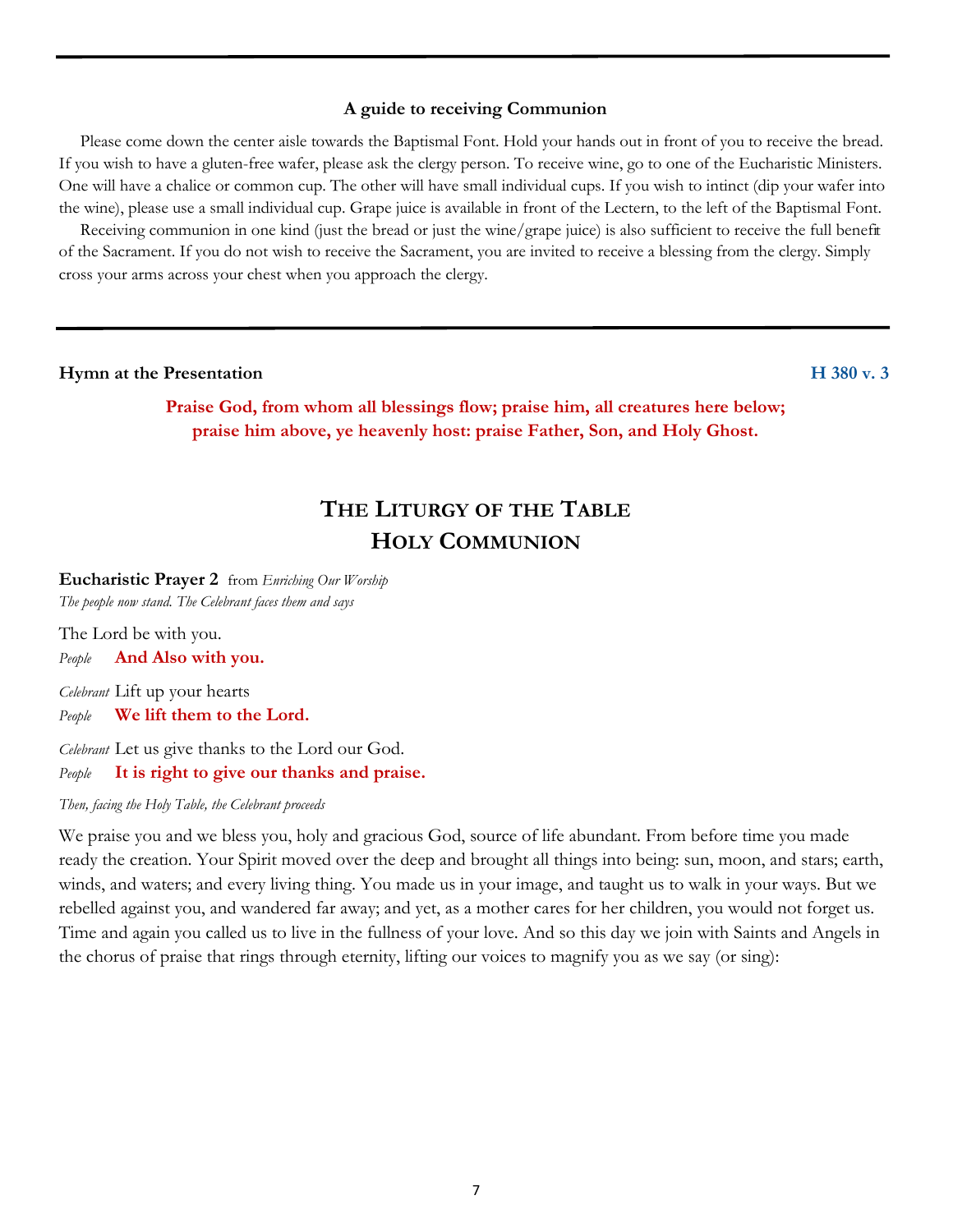---

### A guide to receiving Communion

Please come down the center aisle towards the Baptismal Font. Hold your hands out in front of you to receive the bread. If you wish to have a gluten-free wafer, please ask the clergy person. To receive wine, go to one of the Eucharistic Ministers. One will have a chalice or common cup. The other will have small individual cups. If you wish to intinct (dip your wafer into the wine), please use a small individual cup. Grape juice is available in front of the Lectern, to the left of the Baptismal Font.

Receiving communion in one kind (just the bread or just the wine/grape juice) is also sufficient to receive the full benefit of the Sacrament. If you do not wish to receive the Sacrament, you are invited to receive a blessing from the clergy. Simply cross your arms across your chest when you approach the clergy.

---

**Hymn at the Presentation** **H 380 v. 3**

**Praise God, from whom all blessings flow; praise him, all creatures here below; praise him above, ye heavenly host: praise Father, Son, and Holy Ghost.**

# THE LITURGY OF THE TABLE
# HOLY COMMUNION

**Eucharistic Prayer 2** from *Enriching Our Worship*
*The people now stand. The Celebrant faces them and says*

The Lord be with you.
*People* **And Also with you.**

*Celebrant* Lift up your hearts
*People* **We lift them to the Lord.**

*Celebrant* Let us give thanks to the Lord our God.
*People* **It is right to give our thanks and praise.**

*Then, facing the Holy Table, the Celebrant proceeds*

We praise you and we bless you, holy and gracious God, source of life abundant. From before time you made ready the creation. Your Spirit moved over the deep and brought all things into being: sun, moon, and stars; earth, winds, and waters; and every living thing. You made us in your image, and taught us to walk in your ways. But we rebelled against you, and wandered far away; and yet, as a mother cares for her children, you would not forget us. Time and again you called us to live in the fullness of your love. And so this day we join with Saints and Angels in the chorus of praise that rings through eternity, lifting our voices to magnify you as we say (or sing):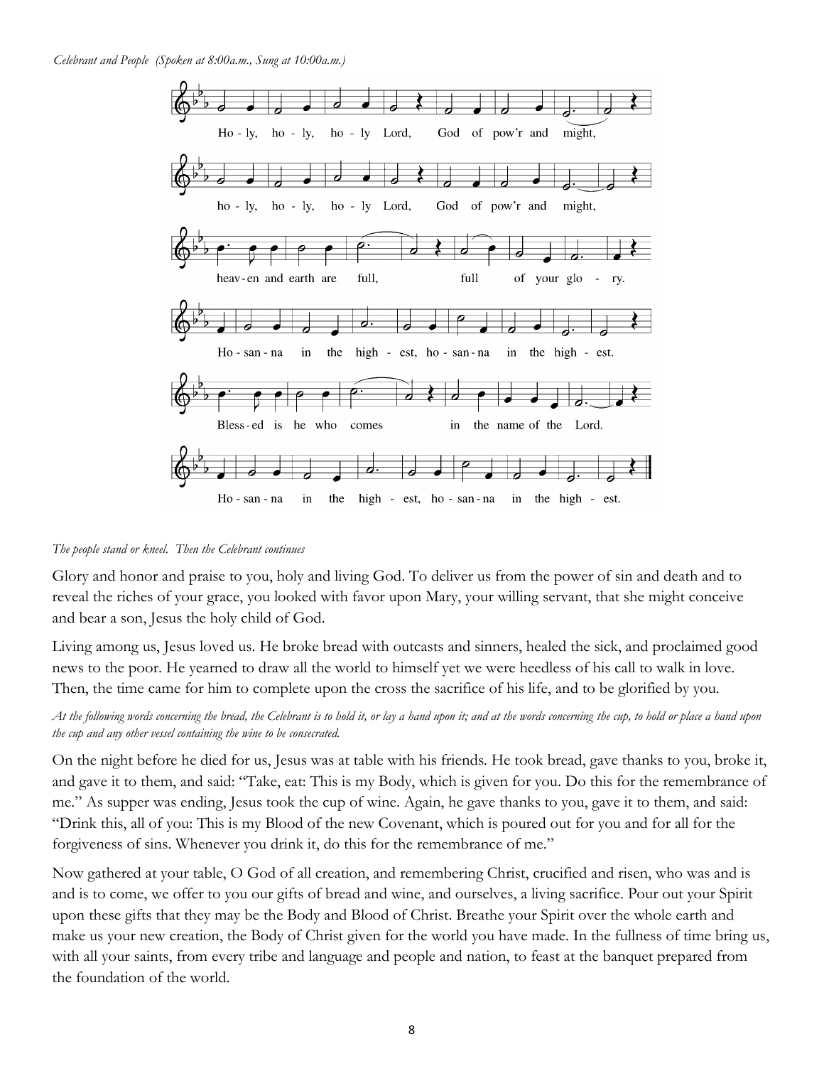*Celebrant and People (Spoken at 8:00a.m., Sung at 10:00a.m.)*

Ho - ly, ho - ly, ho - ly Lord, God of pow'r and might,

ho - ly, ho - ly, ho - ly Lord, God of pow'r and might,

heav - en and earth are full, full of your glo - ry.

Ho - san - na in the high - est, ho - san - na in the high - est.

Bless - ed is he who comes in the name of the Lord.

Ho - san - na in the high - est, ho - san - na in the high - est.

*The people stand or kneel. Then the Celebrant continues*

Glory and honor and praise to you, holy and living God. To deliver us from the power of sin and death and to reveal the riches of your grace, you looked with favor upon Mary, your willing servant, that she might conceive and bear a son, Jesus the holy child of God.

Living among us, Jesus loved us. He broke bread with outcasts and sinners, healed the sick, and proclaimed good news to the poor. He yearned to draw all the world to himself yet we were heedless of his call to walk in love. Then, the time came for him to complete upon the cross the sacrifice of his life, and to be glorified by you.

*At the following words concerning the bread, the Celebrant is to hold it, or lay a hand upon it; and at the words concerning the cup, to hold or place a hand upon the cup and any other vessel containing the wine to be consecrated.*

On the night before he died for us, Jesus was at table with his friends. He took bread, gave thanks to you, broke it, and gave it to them, and said: "Take, eat: This is my Body, which is given for you. Do this for the remembrance of me." As supper was ending, Jesus took the cup of wine. Again, he gave thanks to you, gave it to them, and said: "Drink this, all of you: This is my Blood of the new Covenant, which is poured out for you and for all for the forgiveness of sins. Whenever you drink it, do this for the remembrance of me."

Now gathered at your table, O God of all creation, and remembering Christ, crucified and risen, who was and is and is to come, we offer to you our gifts of bread and wine, and ourselves, a living sacrifice. Pour out your Spirit upon these gifts that they may be the Body and Blood of Christ. Breathe your Spirit over the whole earth and make us your new creation, the Body of Christ given for the world you have made. In the fullness of time bring us, with all your saints, from every tribe and language and people and nation, to feast at the banquet prepared from the foundation of the world.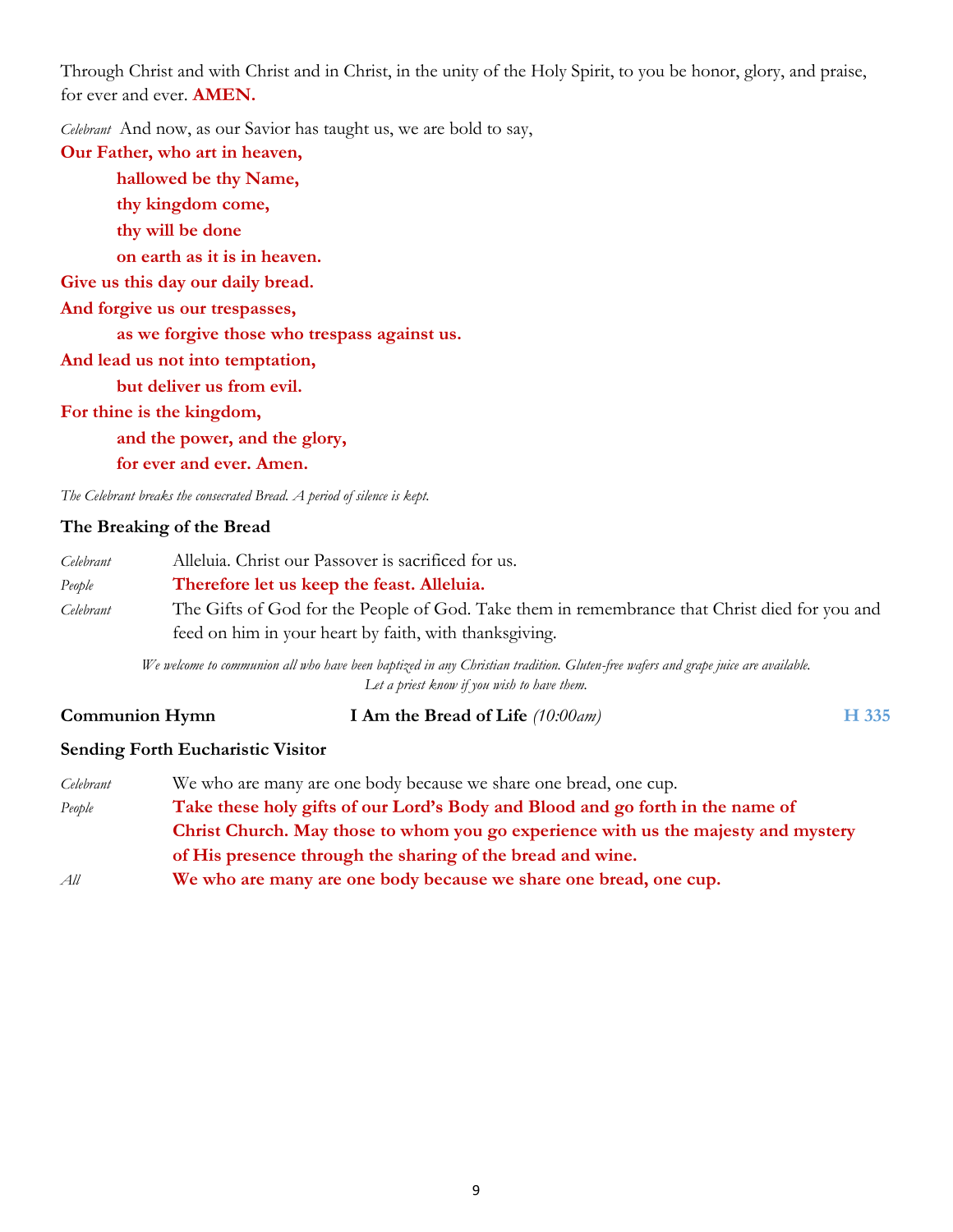Through Christ and with Christ and in Christ, in the unity of the Holy Spirit, to you be honor, glory, and praise, for ever and ever. **AMEN.**

*Celebrant* And now, as our Savior has taught us, we are bold to say,

**Our Father, who art in heaven,**
**hallowed be thy Name,**
**thy kingdom come,**
**thy will be done**
**on earth as it is in heaven.**
**Give us this day our daily bread.**
**And forgive us our trespasses,**
**as we forgive those who trespass against us.**
**And lead us not into temptation,**
**but deliver us from evil.**
**For thine is the kingdom,**
**and the power, and the glory,**
**for ever and ever. Amen.**

*The Celebrant breaks the consecrated Bread. A period of silence is kept.*

### The Breaking of the Bread

*Celebrant* Alleluia. Christ our Passover is sacrificed for us.
*People* **Therefore let us keep the feast. Alleluia.**
*Celebrant* The Gifts of God for the People of God. Take them in remembrance that Christ died for you and feed on him in your heart by faith, with thanksgiving.

*We welcome to communion all who have been baptized in any Christian tradition. Gluten-free wafers and grape juice are available. Let a priest know if you wish to have them.*

**Communion Hymn** **I Am the Bread of Life** *(10:00am)* **H 335**

### Sending Forth Eucharistic Visitor

*Celebrant* We who are many are one body because we share one bread, one cup.
*People* **Take these holy gifts of our Lord's Body and Blood and go forth in the name of Christ Church. May those to whom you go experience with us the majesty and mystery of His presence through the sharing of the bread and wine.**
*All* **We who are many are one body because we share one bread, one cup.**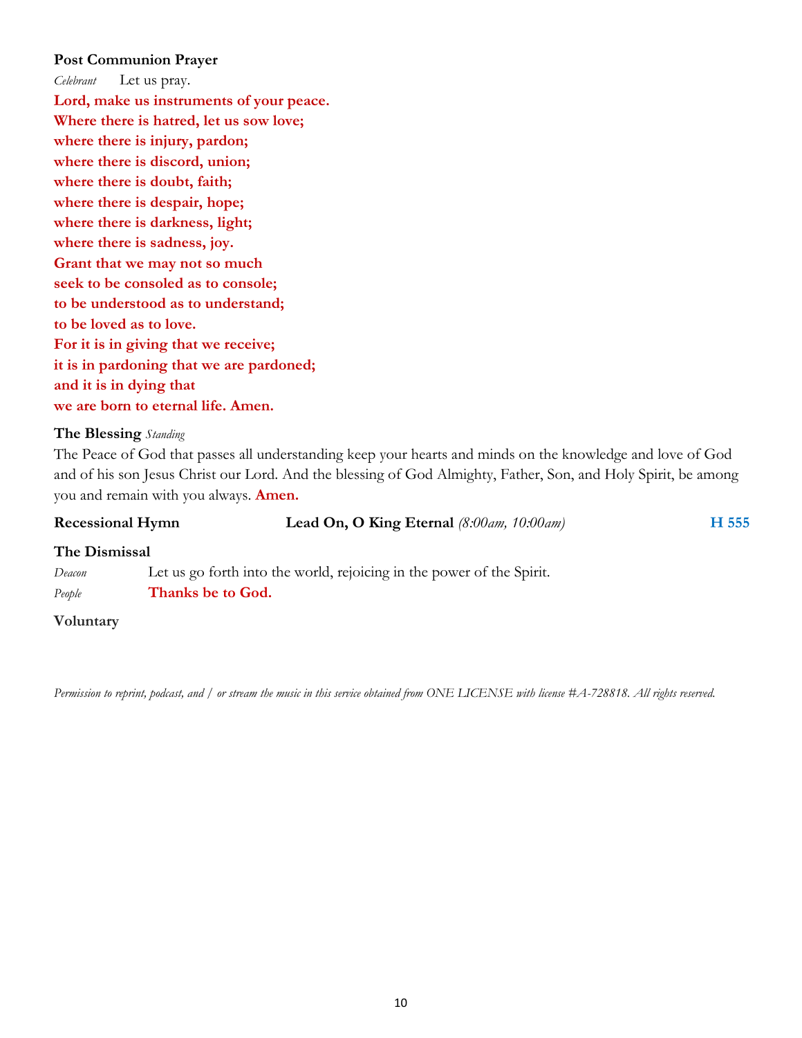**Post Communion Prayer**

*Celebrant* Let us pray.

**Lord, make us instruments of your peace.**
**Where there is hatred, let us sow love;**
**where there is injury, pardon;**
**where there is discord, union;**
**where there is doubt, faith;**
**where there is despair, hope;**
**where there is darkness, light;**
**where there is sadness, joy.**
**Grant that we may not so much**
**seek to be consoled as to console;**
**to be understood as to understand;**
**to be loved as to love.**
**For it is in giving that we receive;**
**it is in pardoning that we are pardoned;**
**and it is in dying that**
**we are born to eternal life. Amen.**

**The Blessing** *Standing*

The Peace of God that passes all understanding keep your hearts and minds on the knowledge and love of God and of his son Jesus Christ our Lord. And the blessing of God Almighty, Father, Son, and Holy Spirit, be among you and remain with you always. **Amen.**

**Recessional Hymn** **Lead On, O King Eternal** *(8:00am, 10:00am)* **H 555**

**The Dismissal**

*Deacon* Let us go forth into the world, rejoicing in the power of the Spirit.
*People* **Thanks be to God.**

**Voluntary**

*Permission to reprint, podcast, and / or stream the music in this service obtained from ONE LICENSE with license #A-728818. All rights reserved.*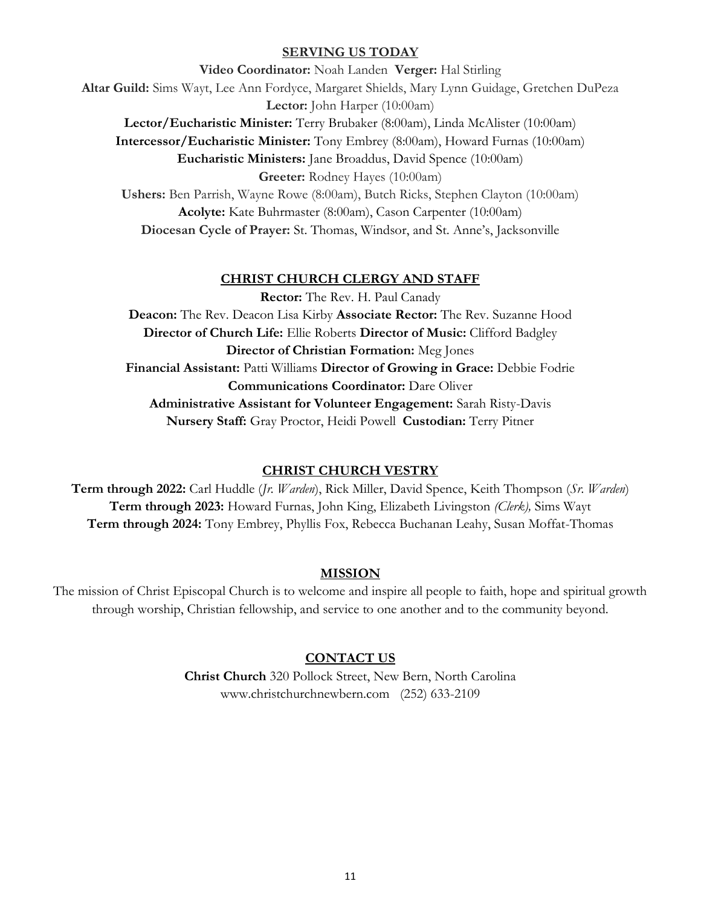## SERVING US TODAY

**Video Coordinator:** Noah Landen **Verger:** Hal Stirling
**Altar Guild:** Sims Wayt, Lee Ann Fordyce, Margaret Shields, Mary Lynn Guidage, Gretchen DuPeza
**Lector:** John Harper (10:00am)
**Lector/Eucharistic Minister:** Terry Brubaker (8:00am), Linda McAlister (10:00am)
**Intercessor/Eucharistic Minister:** Tony Embrey (8:00am), Howard Furnas (10:00am)
**Eucharistic Ministers:** Jane Broaddus, David Spence (10:00am)
**Greeter:** Rodney Hayes (10:00am)
**Ushers:** Ben Parrish, Wayne Rowe (8:00am), Butch Ricks, Stephen Clayton (10:00am)
**Acolyte:** Kate Buhrmaster (8:00am), Cason Carpenter (10:00am)
**Diocesan Cycle of Prayer:** St. Thomas, Windsor, and St. Anne's, Jacksonville

## CHRIST CHURCH CLERGY AND STAFF

**Rector:** The Rev. H. Paul Canady
**Deacon:** The Rev. Deacon Lisa Kirby **Associate Rector:** The Rev. Suzanne Hood
**Director of Church Life:** Ellie Roberts **Director of Music:** Clifford Badgley
**Director of Christian Formation:** Meg Jones
**Financial Assistant:** Patti Williams **Director of Growing in Grace:** Debbie Fodrie
**Communications Coordinator:** Dare Oliver
**Administrative Assistant for Volunteer Engagement:** Sarah Risty-Davis
**Nursery Staff:** Gray Proctor, Heidi Powell **Custodian:** Terry Pitner

## CHRIST CHURCH VESTRY

**Term through 2022:** Carl Huddle (*Jr. Warden*), Rick Miller, David Spence, Keith Thompson (*Sr. Warden*)
**Term through 2023:** Howard Furnas, John King, Elizabeth Livingston *(Clerk),* Sims Wayt
**Term through 2024:** Tony Embrey, Phyllis Fox, Rebecca Buchanan Leahy, Susan Moffat-Thomas

## MISSION

The mission of Christ Episcopal Church is to welcome and inspire all people to faith, hope and spiritual growth through worship, Christian fellowship, and service to one another and to the community beyond.

## CONTACT US

**Christ Church** 320 Pollock Street, New Bern, North Carolina
www.christchurchnewbern.com (252) 633-2109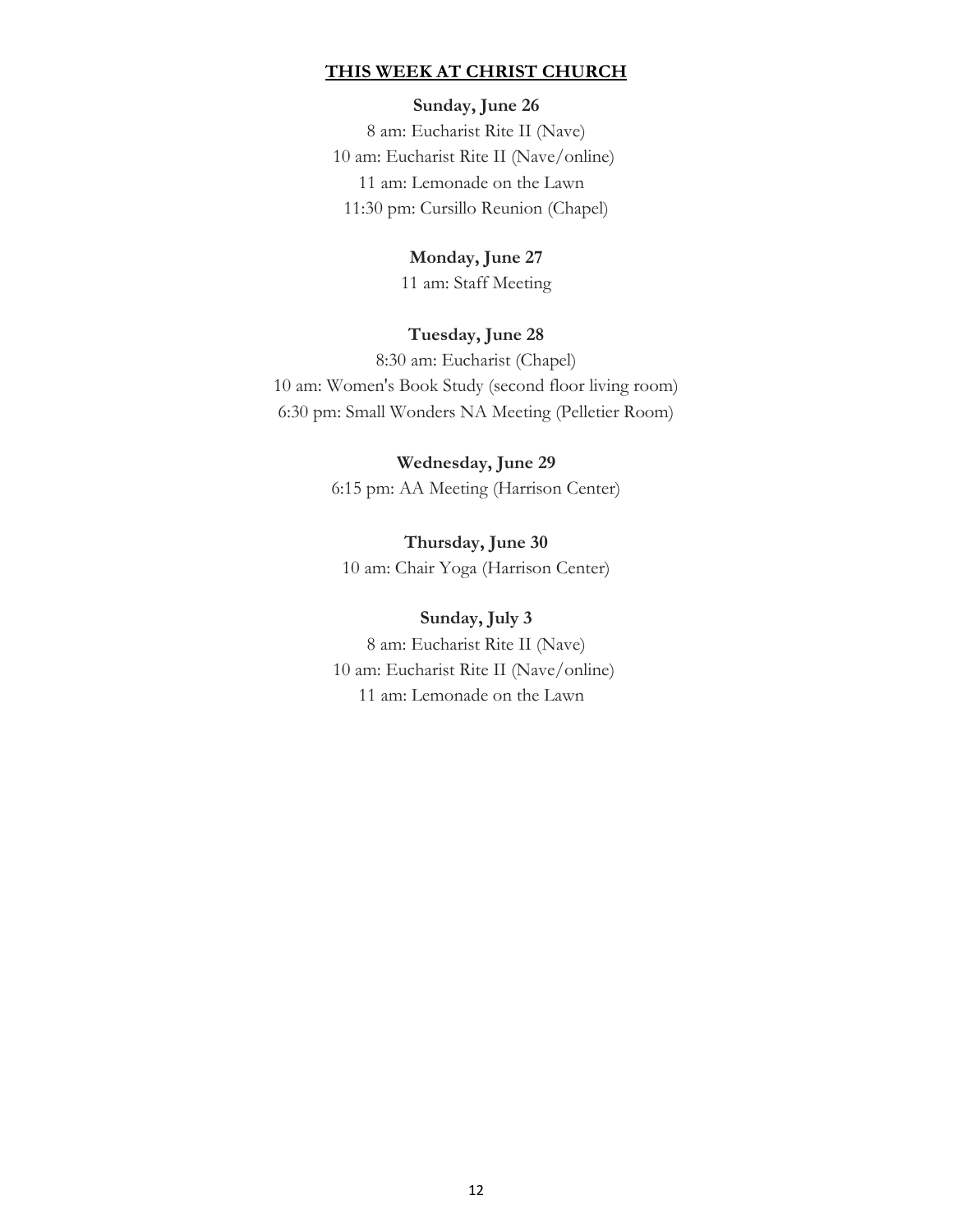## THIS WEEK AT CHRIST CHURCH

**Sunday, June 26**

8 am: Eucharist Rite II (Nave)
10 am: Eucharist Rite II (Nave/online)
11 am: Lemonade on the Lawn
11:30 pm: Cursillo Reunion (Chapel)

**Monday, June 27**

11 am: Staff Meeting

**Tuesday, June 28**

8:30 am: Eucharist (Chapel)
10 am: Women's Book Study (second floor living room)
6:30 pm: Small Wonders NA Meeting (Pelletier Room)

**Wednesday, June 29**

6:15 pm: AA Meeting (Harrison Center)

**Thursday, June 30**

10 am: Chair Yoga (Harrison Center)

**Sunday, July 3**

8 am: Eucharist Rite II (Nave)
10 am: Eucharist Rite II (Nave/online)
11 am: Lemonade on the Lawn